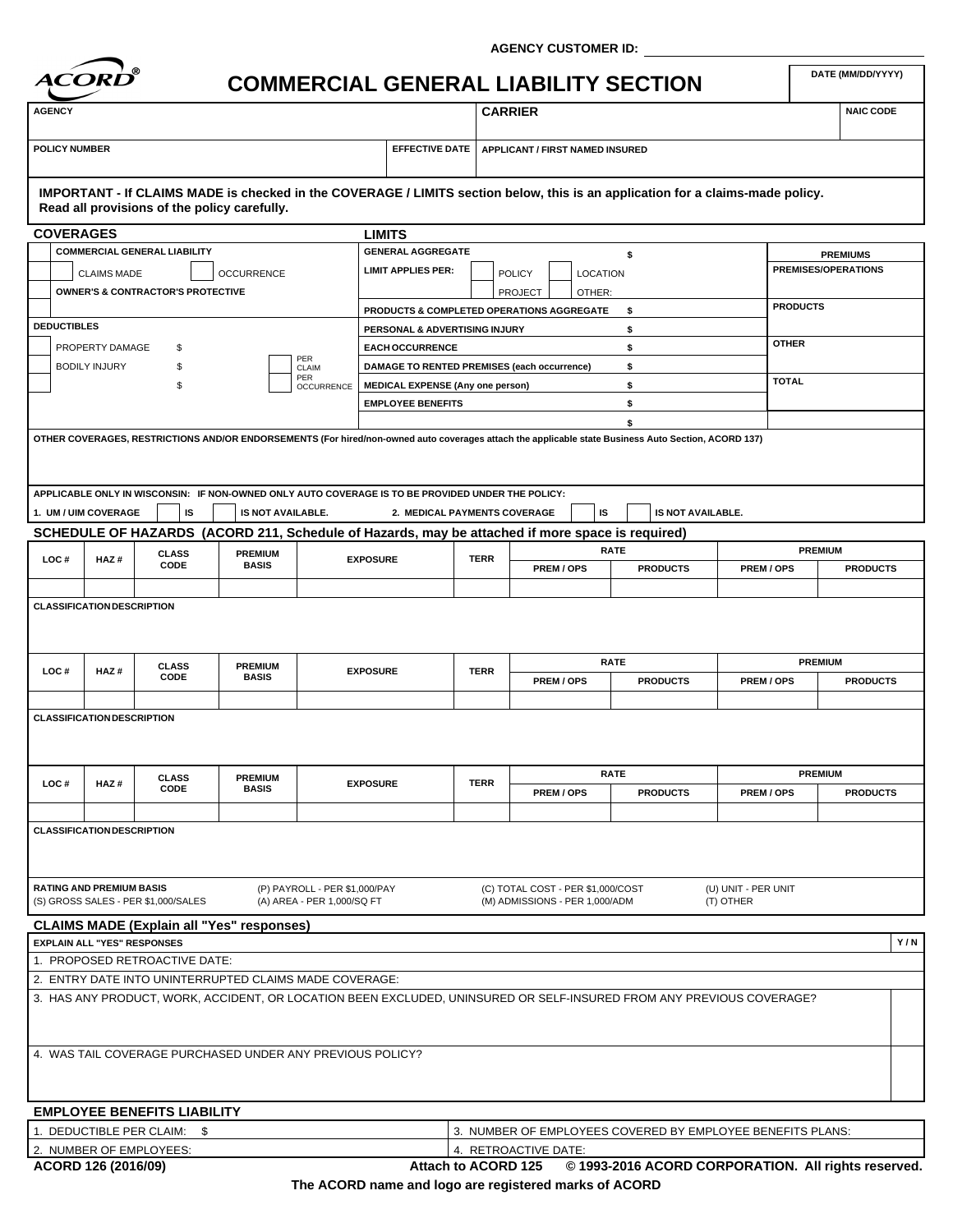AGENCY CUSTOMER ID: ____________

ACORD®

# COMMERCIAL GENERAL LIABILITY SECTION

| DATE (MM/DD/YYYY) |
|---|
| |

| AGENCY | | CARRIER | NAIC CODE |
|---|---|---|---|
| | | | |
| POLICY NUMBER | EFFECTIVE DATE | APPLICANT / FIRST NAMED INSURED | |
| | | | |

**IMPORTANT - If CLAIMS MADE is checked in the COVERAGE / LIMITS section below, this is an application for a claims-made policy. Read all provisions of the policy carefully.**

## COVERAGES / LIMITS

| COVERAGES | | LIMITS | | PREMIUMS |
|---|---|---|---|---|
| ☐ COMMERCIAL GENERAL LIABILITY | | GENERAL AGGREGATE | $ | |
| ☐ CLAIMS MADE | ☐ OCCURRENCE | LIMIT APPLIES PER: ☐ POLICY ☐ LOCATION ☐ PROJECT ☐ OTHER: | | PREMISES/OPERATIONS |
| ☐ OWNER'S & CONTRACTOR'S PROTECTIVE | | | | |
| ☐ | | PRODUCTS & COMPLETED OPERATIONS AGGREGATE | $ | PRODUCTS |
| DEDUCTIBLES | | PERSONAL & ADVERTISING INJURY | $ | |
| ☐ PROPERTY DAMAGE $ | | EACH OCCURRENCE | $ | OTHER |
| ☐ BODILY INJURY $ | ☐ PER CLAIM | DAMAGE TO RENTED PREMISES (each occurrence) | $ | |
| ☐ $ | ☐ PER OCCURRENCE | MEDICAL EXPENSE (Any one person) | $ | TOTAL |
| | | EMPLOYEE BENEFITS | $ | |
| | | | $ | |

OTHER COVERAGES, RESTRICTIONS AND/OR ENDORSEMENTS (For hired/non-owned auto coverages attach the applicable state Business Auto Section, ACORD 137)

APPLICABLE ONLY IN WISCONSIN: IF NON-OWNED ONLY AUTO COVERAGE IS TO BE PROVIDED UNDER THE POLICY:

1. UM / UIM COVERAGE ☐ IS ☐ IS NOT AVAILABLE. 2. MEDICAL PAYMENTS COVERAGE ☐ IS ☐ IS NOT AVAILABLE.

## SCHEDULE OF HAZARDS (ACORD 211, Schedule of Hazards, may be attached if more space is required)

| LOC # | HAZ # | CLASS CODE | PREMIUM BASIS | EXPOSURE | TERR | RATE | | PREMIUM | |
|---|---|---|---|---|---|---|---|---|---|
| | | | | | | PREM / OPS | PRODUCTS | PREM / OPS | PRODUCTS |
| | | | | | | | | | |

CLASSIFICATION DESCRIPTION

| LOC # | HAZ # | CLASS CODE | PREMIUM BASIS | EXPOSURE | TERR | RATE | | PREMIUM | |
|---|---|---|---|---|---|---|---|---|---|
| | | | | | | PREM / OPS | PRODUCTS | PREM / OPS | PRODUCTS |
| | | | | | | | | | |

CLASSIFICATION DESCRIPTION

| LOC # | HAZ # | CLASS CODE | PREMIUM BASIS | EXPOSURE | TERR | RATE | | PREMIUM | |
|---|---|---|---|---|---|---|---|---|---|
| | | | | | | PREM / OPS | PRODUCTS | PREM / OPS | PRODUCTS |
| | | | | | | | | | |

CLASSIFICATION DESCRIPTION

**RATING AND PREMIUM BASIS**
(S) GROSS SALES - PER $1,000/SALES
(P) PAYROLL - PER $1,000/PAY
(A) AREA - PER 1,000/SQ FT
(C) TOTAL COST - PER $1,000/COST
(M) ADMISSIONS - PER 1,000/ADM
(U) UNIT - PER UNIT
(T) OTHER

## CLAIMS MADE (Explain all "Yes" responses)

| EXPLAIN ALL "YES" RESPONSES | Y / N |
|---|---|
| 1. PROPOSED RETROACTIVE DATE: | |
| 2. ENTRY DATE INTO UNINTERRUPTED CLAIMS MADE COVERAGE: | |
| 3. HAS ANY PRODUCT, WORK, ACCIDENT, OR LOCATION BEEN EXCLUDED, UNINSURED OR SELF-INSURED FROM ANY PREVIOUS COVERAGE? | |
| 4. WAS TAIL COVERAGE PURCHASED UNDER ANY PREVIOUS POLICY? | |

## EMPLOYEE BENEFITS LIABILITY

| | |
|---|---|
| 1. DEDUCTIBLE PER CLAIM: $ | 3. NUMBER OF EMPLOYEES COVERED BY EMPLOYEE BENEFITS PLANS: |
| 2. NUMBER OF EMPLOYEES: | 4. RETROACTIVE DATE: |

ACORD 126 (2016/09) Attach to ACORD 125 © 1993-2016 ACORD CORPORATION. All rights reserved.

The ACORD name and logo are registered marks of ACORD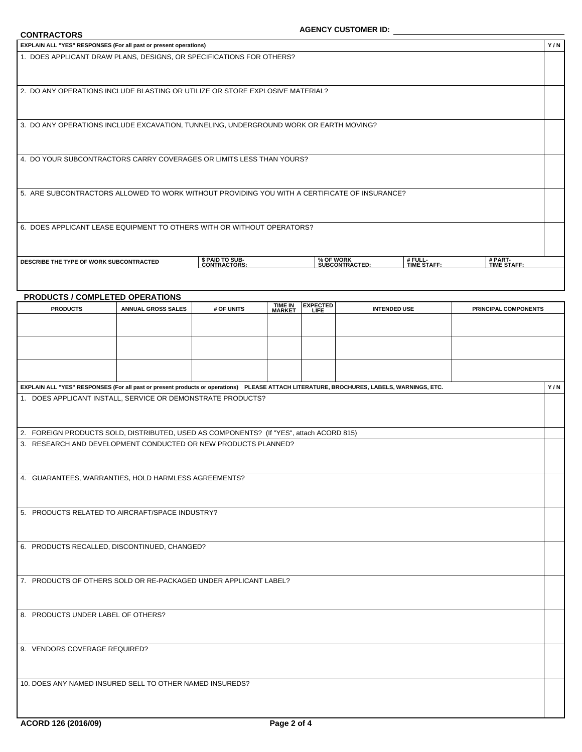**AGENCY CUSTOMER ID:** ______________________

## CONTRACTORS

| EXPLAIN ALL "YES" RESPONSES (For all past or present operations) | Y / N |
|---|---|
| 1. DOES APPLICANT DRAW PLANS, DESIGNS, OR SPECIFICATIONS FOR OTHERS? | |
| 2. DO ANY OPERATIONS INCLUDE BLASTING OR UTILIZE OR STORE EXPLOSIVE MATERIAL? | |
| 3. DO ANY OPERATIONS INCLUDE EXCAVATION, TUNNELING, UNDERGROUND WORK OR EARTH MOVING? | |
| 4. DO YOUR SUBCONTRACTORS CARRY COVERAGES OR LIMITS LESS THAN YOURS? | |
| 5. ARE SUBCONTRACTORS ALLOWED TO WORK WITHOUT PROVIDING YOU WITH A CERTIFICATE OF INSURANCE? | |
| 6. DOES APPLICANT LEASE EQUIPMENT TO OTHERS WITH OR WITHOUT OPERATORS? | |

| DESCRIBE THE TYPE OF WORK SUBCONTRACTED | $ PAID TO SUB-CONTRACTORS: | % OF WORK SUBCONTRACTED: | # FULL-TIME STAFF: | # PART-TIME STAFF: |
|---|---|---|---|---|
| | | | | |

## PRODUCTS / COMPLETED OPERATIONS

| PRODUCTS | ANNUAL GROSS SALES | # OF UNITS | TIME IN MARKET | EXPECTED LIFE | INTENDED USE | PRINCIPAL COMPONENTS |
|---|---|---|---|---|---|---|
| | | | | | | |
| | | | | | | |
| | | | | | | |

| EXPLAIN ALL "YES" RESPONSES (For all past or present products or operations) PLEASE ATTACH LITERATURE, BROCHURES, LABELS, WARNINGS, ETC. | Y / N |
|---|---|
| 1. DOES APPLICANT INSTALL, SERVICE OR DEMONSTRATE PRODUCTS? | |
| 2. FOREIGN PRODUCTS SOLD, DISTRIBUTED, USED AS COMPONENTS? (If "YES", attach ACORD 815) | |
| 3. RESEARCH AND DEVELOPMENT CONDUCTED OR NEW PRODUCTS PLANNED? | |
| 4. GUARANTEES, WARRANTIES, HOLD HARMLESS AGREEMENTS? | |
| 5. PRODUCTS RELATED TO AIRCRAFT/SPACE INDUSTRY? | |
| 6. PRODUCTS RECALLED, DISCONTINUED, CHANGED? | |
| 7. PRODUCTS OF OTHERS SOLD OR RE-PACKAGED UNDER APPLICANT LABEL? | |
| 8. PRODUCTS UNDER LABEL OF OTHERS? | |
| 9. VENDORS COVERAGE REQUIRED? | |
| 10. DOES ANY NAMED INSURED SELL TO OTHER NAMED INSUREDS? | |

ACORD 126 (2016/09)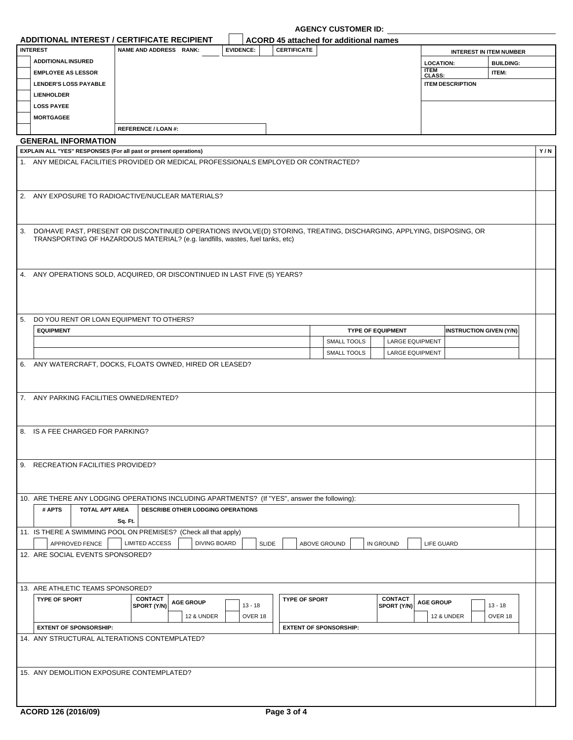AGENCY CUSTOMER ID:

## ADDITIONAL INTEREST / CERTIFICATE RECIPIENT

☐ ACORD 45 attached for additional names

| INTEREST | NAME AND ADDRESS RANK: | EVIDENCE: | CERTIFICATE | INTEREST IN ITEM NUMBER | |
|---|---|---|---|---|---|
| ☐ ADDITIONAL INSURED | | | | LOCATION: | BUILDING: |
| ☐ EMPLOYEE AS LESSOR | | | | ITEM CLASS: | ITEM: |
| ☐ LENDER'S LOSS PAYABLE | | | | ITEM DESCRIPTION | |
| ☐ LIENHOLDER | | | | | |
| ☐ LOSS PAYEE | | | | | |
| ☐ MORTGAGEE | | | | | |
| ☐ | REFERENCE / LOAN #: | | | | |

## GENERAL INFORMATION

**EXPLAIN ALL "YES" RESPONSES (For all past or present operations)** — Y / N

1. ANY MEDICAL FACILITIES PROVIDED OR MEDICAL PROFESSIONALS EMPLOYED OR CONTRACTED?

2. ANY EXPOSURE TO RADIOACTIVE/NUCLEAR MATERIALS?

3. DO/HAVE PAST, PRESENT OR DISCONTINUED OPERATIONS INVOLVE(D) STORING, TREATING, DISCHARGING, APPLYING, DISPOSING, OR TRANSPORTING OF HAZARDOUS MATERIAL? (e.g. landfills, wastes, fuel tanks, etc)

4. ANY OPERATIONS SOLD, ACQUIRED, OR DISCONTINUED IN LAST FIVE (5) YEARS?

5. DO YOU RENT OR LOAN EQUIPMENT TO OTHERS?

| EQUIPMENT | TYPE OF EQUIPMENT | | INSTRUCTION GIVEN (Y/N) |
|---|---|---|---|
| | ☐ SMALL TOOLS | ☐ LARGE EQUIPMENT | |
| | ☐ SMALL TOOLS | ☐ LARGE EQUIPMENT | |

6. ANY WATERCRAFT, DOCKS, FLOATS OWNED, HIRED OR LEASED?

7. ANY PARKING FACILITIES OWNED/RENTED?

8. IS A FEE CHARGED FOR PARKING?

9. RECREATION FACILITIES PROVIDED?

10. ARE THERE ANY LODGING OPERATIONS INCLUDING APARTMENTS? (If "YES", answer the following):

| # APTS | TOTAL APT AREA | DESCRIBE OTHER LODGING OPERATIONS |
|---|---|---|
| | Sq. Ft. | |

11. IS THERE A SWIMMING POOL ON PREMISES? (Check all that apply)

☐ APPROVED FENCE ☐ LIMITED ACCESS ☐ DIVING BOARD ☐ SLIDE ☐ ABOVE GROUND ☐ IN GROUND ☐ LIFE GUARD

12. ARE SOCIAL EVENTS SPONSORED?

13. ARE ATHLETIC TEAMS SPONSORED?

| TYPE OF SPORT | CONTACT SPORT (Y/N) | AGE GROUP | | TYPE OF SPORT | CONTACT SPORT (Y/N) | AGE GROUP | |
|---|---|---|---|---|---|---|---|
| | | ☐ 12 & UNDER | ☐ 13 - 18 ☐ OVER 18 | | | ☐ 12 & UNDER | ☐ 13 - 18 ☐ OVER 18 |
| EXTENT OF SPONSORSHIP: | | | | EXTENT OF SPONSORSHIP: | | | |

14. ANY STRUCTURAL ALTERATIONS CONTEMPLATED?

15. ANY DEMOLITION EXPOSURE CONTEMPLATED?

ACORD 126 (2016/09)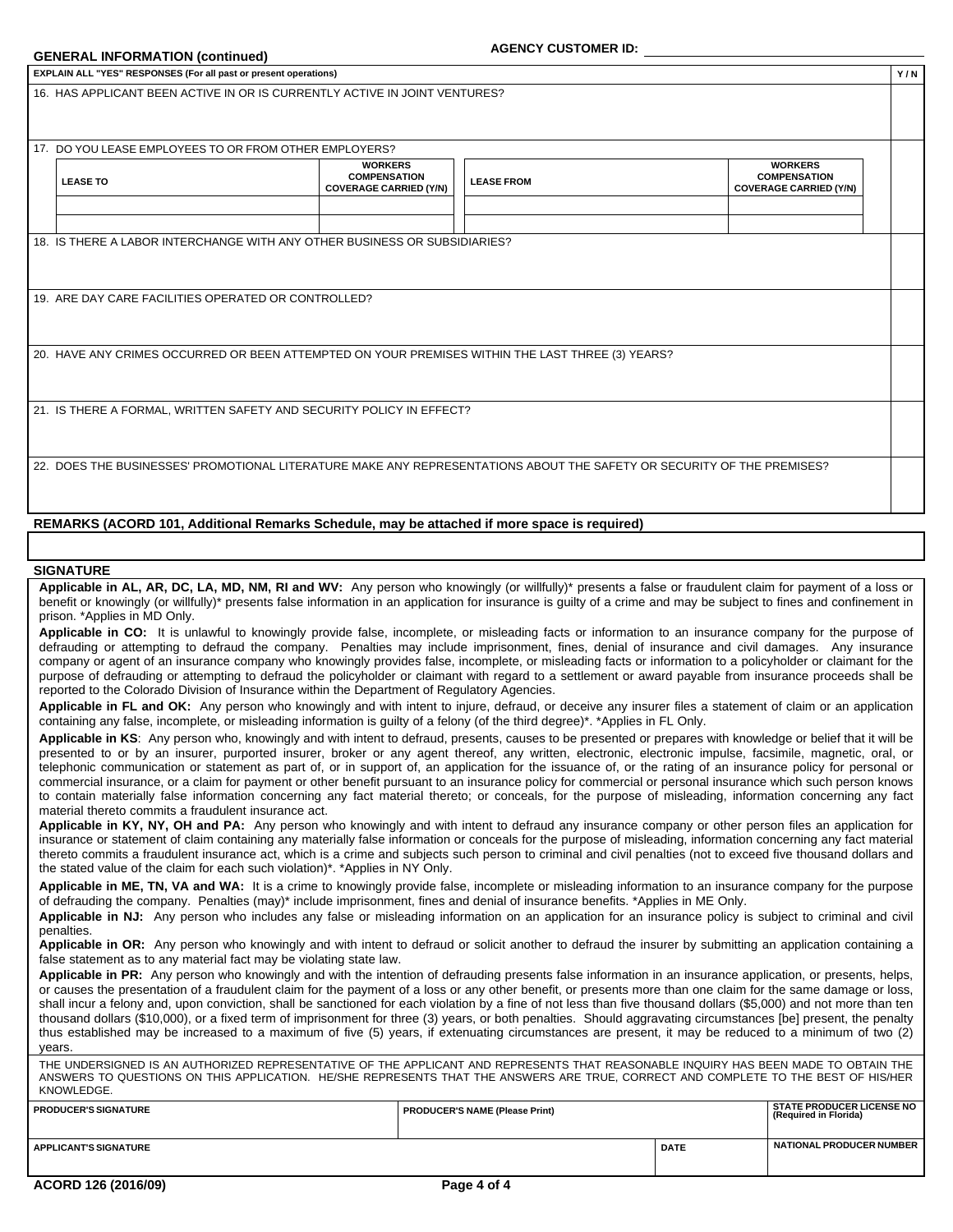**AGENCY CUSTOMER ID:**

## GENERAL INFORMATION (continued)

| EXPLAIN ALL "YES" RESPONSES (For all past or present operations) | Y / N |
|---|---|
| 16. HAS APPLICANT BEEN ACTIVE IN OR IS CURRENTLY ACTIVE IN JOINT VENTURES? | |
| 17. DO YOU LEASE EMPLOYEES TO OR FROM OTHER EMPLOYERS? | |

| LEASE TO | WORKERS COMPENSATION COVERAGE CARRIED (Y/N) | LEASE FROM | WORKERS COMPENSATION COVERAGE CARRIED (Y/N) |
|---|---|---|---|
| | | | |
| | | | |

| | Y / N |
|---|---|
| 18. IS THERE A LABOR INTERCHANGE WITH ANY OTHER BUSINESS OR SUBSIDIARIES? | |
| 19. ARE DAY CARE FACILITIES OPERATED OR CONTROLLED? | |
| 20. HAVE ANY CRIMES OCCURRED OR BEEN ATTEMPTED ON YOUR PREMISES WITHIN THE LAST THREE (3) YEARS? | |
| 21. IS THERE A FORMAL, WRITTEN SAFETY AND SECURITY POLICY IN EFFECT? | |
| 22. DOES THE BUSINESSES' PROMOTIONAL LITERATURE MAKE ANY REPRESENTATIONS ABOUT THE SAFETY OR SECURITY OF THE PREMISES? | |

## REMARKS (ACORD 101, Additional Remarks Schedule, may be attached if more space is required)

## SIGNATURE

**Applicable in AL, AR, DC, LA, MD, NM, RI and WV:** Any person who knowingly (or willfully)* presents a false or fraudulent claim for payment of a loss or benefit or knowingly (or willfully)* presents false information in an application for insurance is guilty of a crime and may be subject to fines and confinement in prison. *Applies in MD Only.

**Applicable in CO:** It is unlawful to knowingly provide false, incomplete, or misleading facts or information to an insurance company for the purpose of defrauding or attempting to defraud the company. Penalties may include imprisonment, fines, denial of insurance and civil damages. Any insurance company or agent of an insurance company who knowingly provides false, incomplete, or misleading facts or information to a policyholder or claimant for the purpose of defrauding or attempting to defraud the policyholder or claimant with regard to a settlement or award payable from insurance proceeds shall be reported to the Colorado Division of Insurance within the Department of Regulatory Agencies.

**Applicable in FL and OK:** Any person who knowingly and with intent to injure, defraud, or deceive any insurer files a statement of claim or an application containing any false, incomplete, or misleading information is guilty of a felony (of the third degree)*. *Applies in FL Only.

**Applicable in KS**: Any person who, knowingly and with intent to defraud, presents, causes to be presented or prepares with knowledge or belief that it will be presented to or by an insurer, purported insurer, broker or any agent thereof, any written, electronic, electronic impulse, facsimile, magnetic, oral, or telephonic communication or statement as part of, or in support of, an application for the issuance of, or the rating of an insurance policy for personal or commercial insurance, or a claim for payment or other benefit pursuant to an insurance policy for commercial or personal insurance which such person knows to contain materially false information concerning any fact material thereto; or conceals, for the purpose of misleading, information concerning any fact material thereto commits a fraudulent insurance act.

**Applicable in KY, NY, OH and PA:** Any person who knowingly and with intent to defraud any insurance company or other person files an application for insurance or statement of claim containing any materially false information or conceals for the purpose of misleading, information concerning any fact material thereto commits a fraudulent insurance act, which is a crime and subjects such person to criminal and civil penalties (not to exceed five thousand dollars and the stated value of the claim for each such violation)*. *Applies in NY Only.

**Applicable in ME, TN, VA and WA:** It is a crime to knowingly provide false, incomplete or misleading information to an insurance company for the purpose of defrauding the company. Penalties (may)* include imprisonment, fines and denial of insurance benefits. *Applies in ME Only.

**Applicable in NJ:** Any person who includes any false or misleading information on an application for an insurance policy is subject to criminal and civil penalties.

**Applicable in OR:** Any person who knowingly and with intent to defraud or solicit another to defraud the insurer by submitting an application containing a false statement as to any material fact may be violating state law.

**Applicable in PR:** Any person who knowingly and with the intention of defrauding presents false information in an insurance application, or presents, helps, or causes the presentation of a fraudulent claim for the payment of a loss or any other benefit, or presents more than one claim for the same damage or loss, shall incur a felony and, upon conviction, shall be sanctioned for each violation by a fine of not less than five thousand dollars ($5,000) and not more than ten thousand dollars ($10,000), or a fixed term of imprisonment for three (3) years, or both penalties. Should aggravating circumstances [be] present, the penalty thus established may be increased to a maximum of five (5) years, if extenuating circumstances are present, it may be reduced to a minimum of two (2) years.

THE UNDERSIGNED IS AN AUTHORIZED REPRESENTATIVE OF THE APPLICANT AND REPRESENTS THAT REASONABLE INQUIRY HAS BEEN MADE TO OBTAIN THE ANSWERS TO QUESTIONS ON THIS APPLICATION. HE/SHE REPRESENTS THAT THE ANSWERS ARE TRUE, CORRECT AND COMPLETE TO THE BEST OF HIS/HER KNOWLEDGE.

| PRODUCER'S SIGNATURE | PRODUCER'S NAME (Please Print) | | STATE PRODUCER LICENSE NO (Required in Florida) |
|---|---|---|---|
| **APPLICANT'S SIGNATURE** | | **DATE** | **NATIONAL PRODUCER NUMBER** |

ACORD 126 (2016/09)